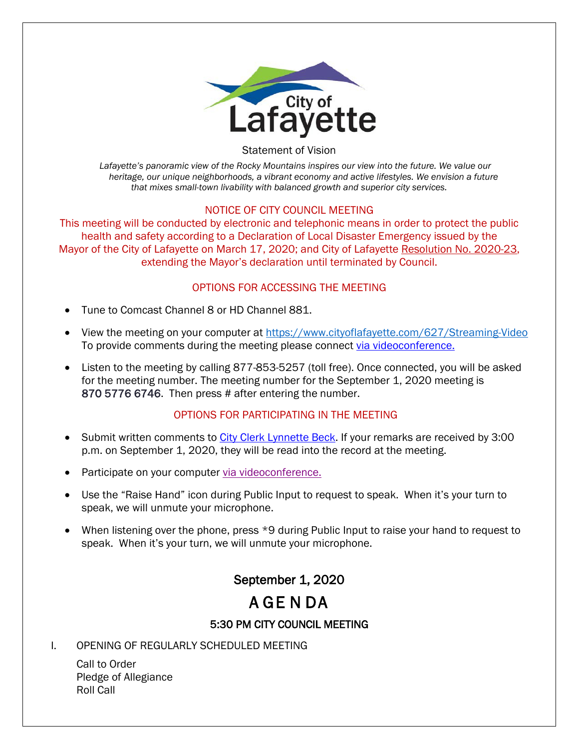City of Lafayette

Statement of Vision

*Lafayette's panoramic view of the Rocky Mountains inspires our view into the future. We value our heritage, our unique neighborhoods, a vibrant economy and active lifestyles. We envision a future that mixes small-town livability with balanced growth and superior city services.*

NOTICE OF CITY COUNCIL MEETING

This meeting will be conducted by electronic and telephonic means in order to protect the public health and safety according to a Declaration of Local Disaster Emergency issued by the Mayor of the City of Lafayette on March 17, 2020; and City of Lafayette Resolution No. 2020-23, extending the Mayor's declaration until terminated by Council.

OPTIONS FOR ACCESSING THE MEETING

- Tune to Comcast Channel 8 or HD Channel 881.
- View the meeting on your computer at https://www.cityoflafayette.com/627/Streaming-Video To provide comments during the meeting please connect via videoconference.
- Listen to the meeting by calling 877-853-5257 (toll free). Once connected, you will be asked for the meeting number. The meeting number for the September 1, 2020 meeting is 870 5776 6746. Then press # after entering the number.

OPTIONS FOR PARTICIPATING IN THE MEETING

- Submit written comments to City Clerk Lynnette Beck. If your remarks are received by 3:00 p.m. on September 1, 2020, they will be read into the record at the meeting.
- Participate on your computer via videoconference.
- Use the "Raise Hand" icon during Public Input to request to speak. When it's your turn to speak, we will unmute your microphone.
- When listening over the phone, press *9 during Public Input to raise your hand to request to speak. When it's your turn, we will unmute your microphone.

## September 1, 2020

# AGENDA

### 5:30 PM CITY COUNCIL MEETING

I. OPENING OF REGULARLY SCHEDULED MEETING

Call to Order
Pledge of Allegiance
Roll Call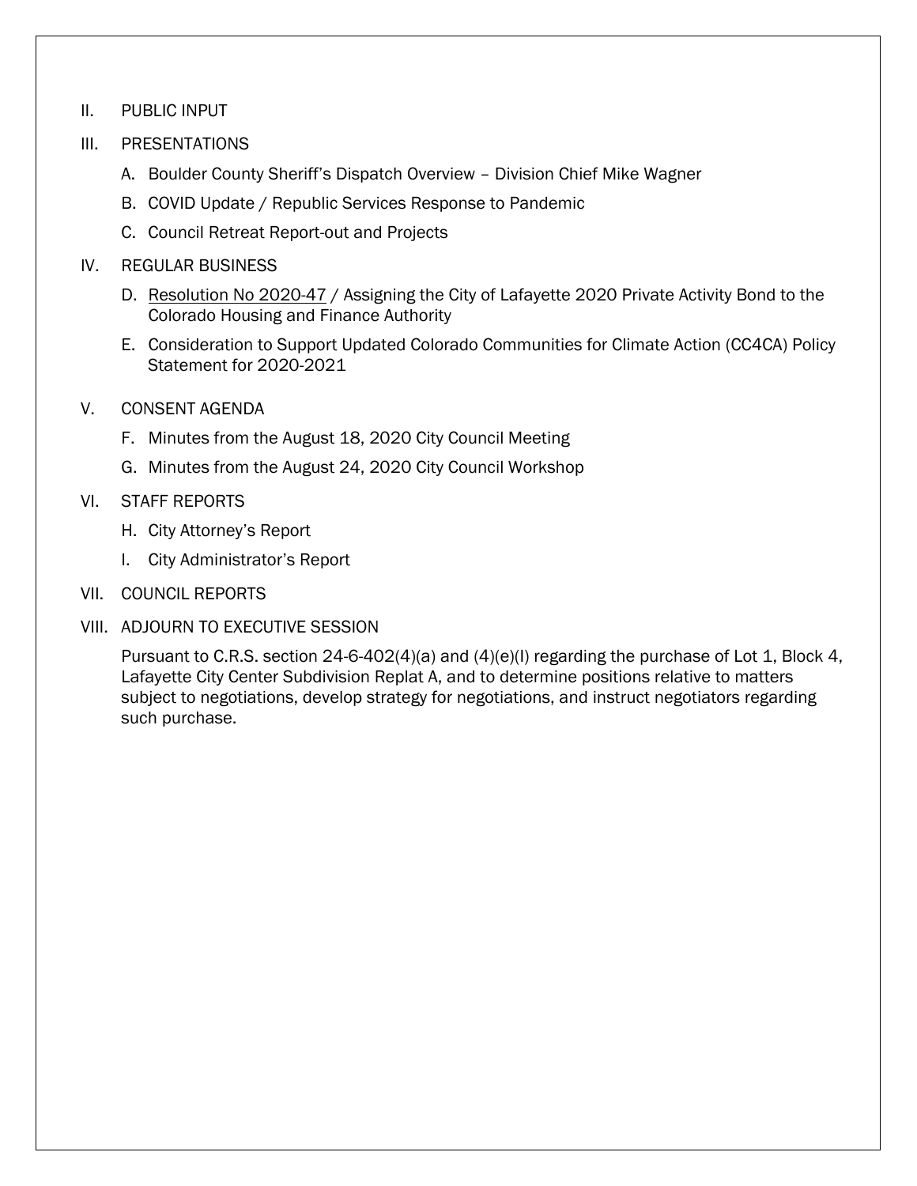II. PUBLIC INPUT

III. PRESENTATIONS

   A. Boulder County Sheriff's Dispatch Overview – Division Chief Mike Wagner

   B. COVID Update / Republic Services Response to Pandemic

   C. Council Retreat Report-out and Projects

IV. REGULAR BUSINESS

   D. Resolution No 2020-47 / Assigning the City of Lafayette 2020 Private Activity Bond to the Colorado Housing and Finance Authority

   E. Consideration to Support Updated Colorado Communities for Climate Action (CC4CA) Policy Statement for 2020-2021

V. CONSENT AGENDA

   F. Minutes from the August 18, 2020 City Council Meeting

   G. Minutes from the August 24, 2020 City Council Workshop

VI. STAFF REPORTS

   H. City Attorney's Report

   I. City Administrator's Report

VII. COUNCIL REPORTS

VIII. ADJOURN TO EXECUTIVE SESSION

Pursuant to C.R.S. section 24-6-402(4)(a) and (4)(e)(I) regarding the purchase of Lot 1, Block 4, Lafayette City Center Subdivision Replat A, and to determine positions relative to matters subject to negotiations, develop strategy for negotiations, and instruct negotiators regarding such purchase.